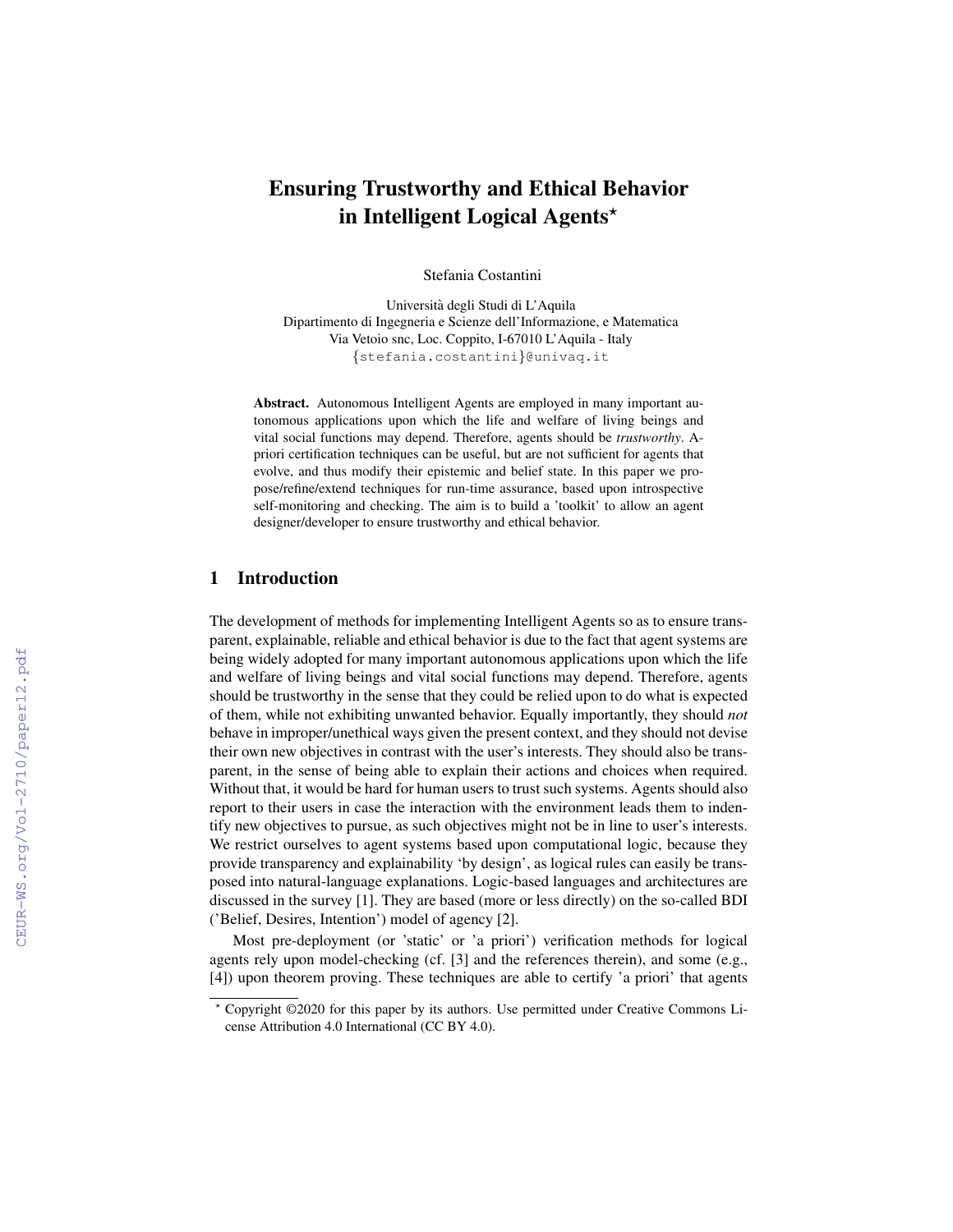# Ensuring Trustworthy and Ethical Behavior in Intelligent Logical Agents*

Stefania Costantini

Università degli Studi di L'Aquila
Dipartimento di Ingegneria e Scienze dell'Informazione, e Matematica
Via Vetoio snc, Loc. Coppito, I-67010 L'Aquila - Italy
{stefania.costantini}@univaq.it

**Abstract.** Autonomous Intelligent Agents are employed in many important autonomous applications upon which the life and welfare of living beings and vital social functions may depend. Therefore, agents should be *trustworthy*. A-priori certification techniques can be useful, but are not sufficient for agents that evolve, and thus modify their epistemic and belief state. In this paper we propose/refine/extend techniques for run-time assurance, based upon introspective self-monitoring and checking. The aim is to build a 'toolkit' to allow an agent designer/developer to ensure trustworthy and ethical behavior.

## 1 Introduction

The development of methods for implementing Intelligent Agents so as to ensure transparent, explainable, reliable and ethical behavior is due to the fact that agent systems are being widely adopted for many important autonomous applications upon which the life and welfare of living beings and vital social functions may depend. Therefore, agents should be trustworthy in the sense that they could be relied upon to do what is expected of them, while not exhibiting unwanted behavior. Equally importantly, they should *not* behave in improper/unethical ways given the present context, and they should not devise their own new objectives in contrast with the user's interests. They should also be transparent, in the sense of being able to explain their actions and choices when required. Without that, it would be hard for human users to trust such systems. Agents should also report to their users in case the interaction with the environment leads them to indentify new objectives to pursue, as such objectives might not be in line to user's interests. We restrict ourselves to agent systems based upon computational logic, because they provide transparency and explainability 'by design', as logical rules can easily be transposed into natural-language explanations. Logic-based languages and architectures are discussed in the survey [1]. They are based (more or less directly) on the so-called BDI ('Belief, Desires, Intention') model of agency [2].

Most pre-deployment (or 'static' or 'a priori') verification methods for logical agents rely upon model-checking (cf. [3] and the references therein), and some (e.g., [4]) upon theorem proving. These techniques are able to certify 'a priori' that agents

* Copyright ©2020 for this paper by its authors. Use permitted under Creative Commons License Attribution 4.0 International (CC BY 4.0).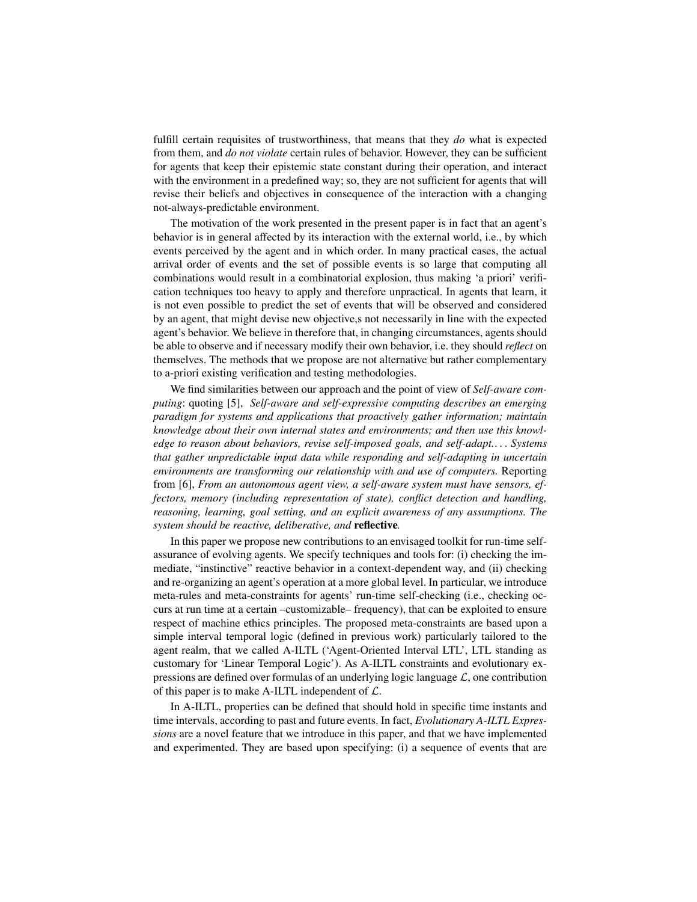fulfill certain requisites of trustworthiness, that means that they *do* what is expected from them, and *do not violate* certain rules of behavior. However, they can be sufficient for agents that keep their epistemic state constant during their operation, and interact with the environment in a predefined way; so, they are not sufficient for agents that will revise their beliefs and objectives in consequence of the interaction with a changing not-always-predictable environment.

The motivation of the work presented in the present paper is in fact that an agent's behavior is in general affected by its interaction with the external world, i.e., by which events perceived by the agent and in which order. In many practical cases, the actual arrival order of events and the set of possible events is so large that computing all combinations would result in a combinatorial explosion, thus making 'a priori' verification techniques too heavy to apply and therefore unpractical. In agents that learn, it is not even possible to predict the set of events that will be observed and considered by an agent, that might devise new objective,s not necessarily in line with the expected agent's behavior. We believe in therefore that, in changing circumstances, agents should be able to observe and if necessary modify their own behavior, i.e. they should *reflect* on themselves. The methods that we propose are not alternative but rather complementary to a-priori existing verification and testing methodologies.

We find similarities between our approach and the point of view of *Self-aware computing*: quoting [5], *Self-aware and self-expressive computing describes an emerging paradigm for systems and applications that proactively gather information; maintain knowledge about their own internal states and environments; and then use this knowledge to reason about behaviors, revise self-imposed goals, and self-adapt. . . . Systems that gather unpredictable input data while responding and self-adapting in uncertain environments are transforming our relationship with and use of computers.* Reporting from [6], *From an autonomous agent view, a self-aware system must have sensors, effectors, memory (including representation of state), conflict detection and handling, reasoning, learning, goal setting, and an explicit awareness of any assumptions. The system should be reactive, deliberative, and* **reflective***.*

In this paper we propose new contributions to an envisaged toolkit for run-time self-assurance of evolving agents. We specify techniques and tools for: (i) checking the immediate, "instinctive" reactive behavior in a context-dependent way, and (ii) checking and re-organizing an agent's operation at a more global level. In particular, we introduce meta-rules and meta-constraints for agents' run-time self-checking (i.e., checking occurs at run time at a certain –customizable– frequency), that can be exploited to ensure respect of machine ethics principles. The proposed meta-constraints are based upon a simple interval temporal logic (defined in previous work) particularly tailored to the agent realm, that we called A-ILTL ('Agent-Oriented Interval LTL', LTL standing as customary for 'Linear Temporal Logic'). As A-ILTL constraints and evolutionary expressions are defined over formulas of an underlying logic language $\mathcal{L}$, one contribution of this paper is to make A-ILTL independent of $\mathcal{L}$.

In A-ILTL, properties can be defined that should hold in specific time instants and time intervals, according to past and future events. In fact, *Evolutionary A-ILTL Expressions* are a novel feature that we introduce in this paper, and that we have implemented and experimented. They are based upon specifying: (i) a sequence of events that are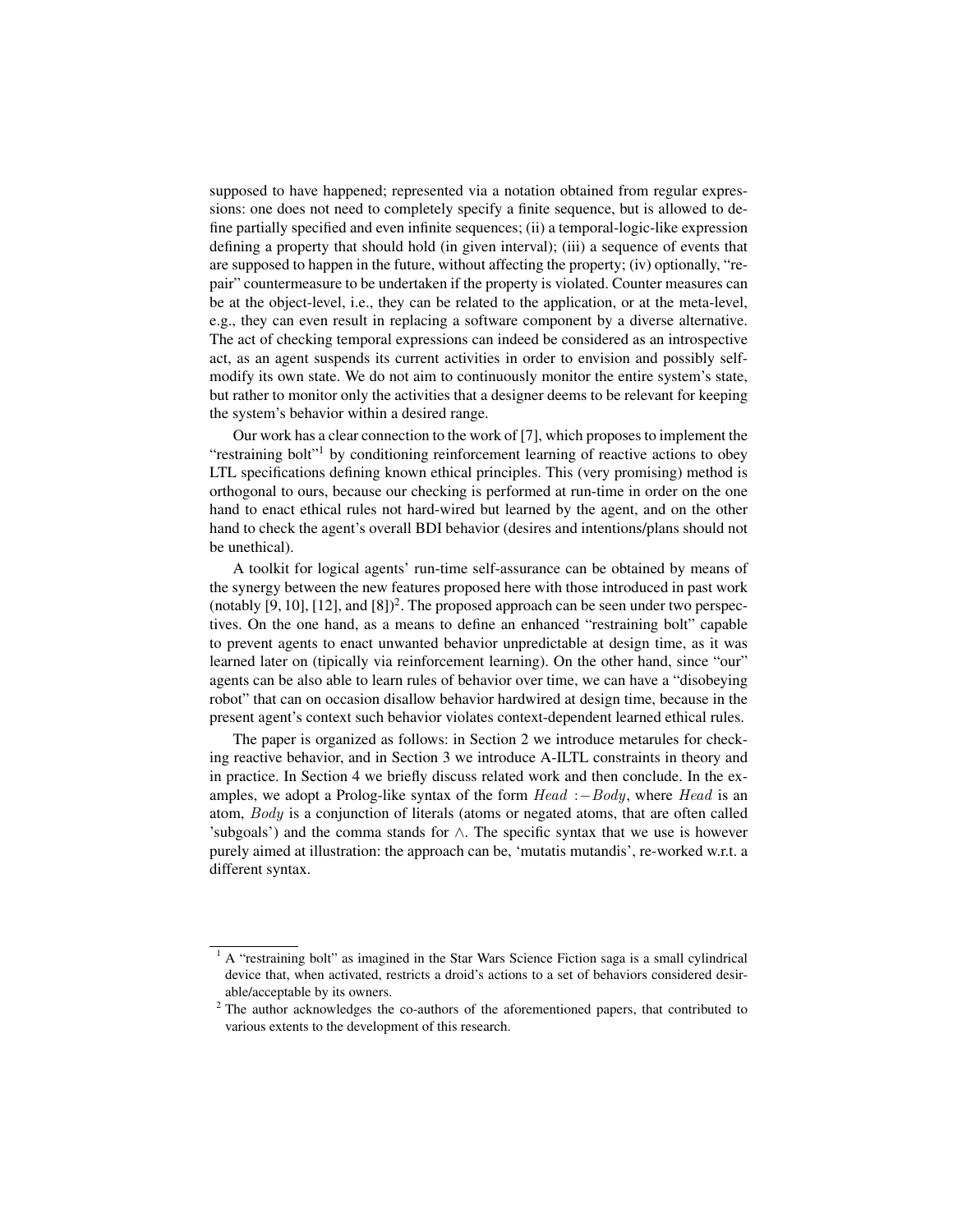supposed to have happened; represented via a notation obtained from regular expressions: one does not need to completely specify a finite sequence, but is allowed to define partially specified and even infinite sequences; (ii) a temporal-logic-like expression defining a property that should hold (in given interval); (iii) a sequence of events that are supposed to happen in the future, without affecting the property; (iv) optionally, "repair" countermeasure to be undertaken if the property is violated. Counter measures can be at the object-level, i.e., they can be related to the application, or at the meta-level, e.g., they can even result in replacing a software component by a diverse alternative. The act of checking temporal expressions can indeed be considered as an introspective act, as an agent suspends its current activities in order to envision and possibly self-modify its own state. We do not aim to continuously monitor the entire system's state, but rather to monitor only the activities that a designer deems to be relevant for keeping the system's behavior within a desired range.

Our work has a clear connection to the work of [7], which proposes to implement the "restraining bolt"[1] by conditioning reinforcement learning of reactive actions to obey LTL specifications defining known ethical principles. This (very promising) method is orthogonal to ours, because our checking is performed at run-time in order on the one hand to enact ethical rules not hard-wired but learned by the agent, and on the other hand to check the agent's overall BDI behavior (desires and intentions/plans should not be unethical).

A toolkit for logical agents' run-time self-assurance can be obtained by means of the synergy between the new features proposed here with those introduced in past work (notably [9, 10], [12], and [8])[2]. The proposed approach can be seen under two perspectives. On the one hand, as a means to define an enhanced "restraining bolt" capable to prevent agents to enact unwanted behavior unpredictable at design time, as it was learned later on (tipically via reinforcement learning). On the other hand, since "our" agents can be also able to learn rules of behavior over time, we can have a "disobeying robot" that can on occasion disallow behavior hardwired at design time, because in the present agent's context such behavior violates context-dependent learned ethical rules.

The paper is organized as follows: in Section 2 we introduce metarules for checking reactive behavior, and in Section 3 we introduce A-ILTL constraints in theory and in practice. In Section 4 we briefly discuss related work and then conclude. In the examples, we adopt a Prolog-like syntax of the form $Head :- Body$, where $Head$ is an atom, $Body$ is a conjunction of literals (atoms or negated atoms, that are often called 'subgoals') and the comma stands for $\wedge$. The specific syntax that we use is however purely aimed at illustration: the approach can be, 'mutatis mutandis', re-worked w.r.t. a different syntax.

---

[1] A "restraining bolt" as imagined in the Star Wars Science Fiction saga is a small cylindrical device that, when activated, restricts a droid's actions to a set of behaviors considered desirable/acceptable by its owners.

[2] The author acknowledges the co-authors of the aforementioned papers, that contributed to various extents to the development of this research.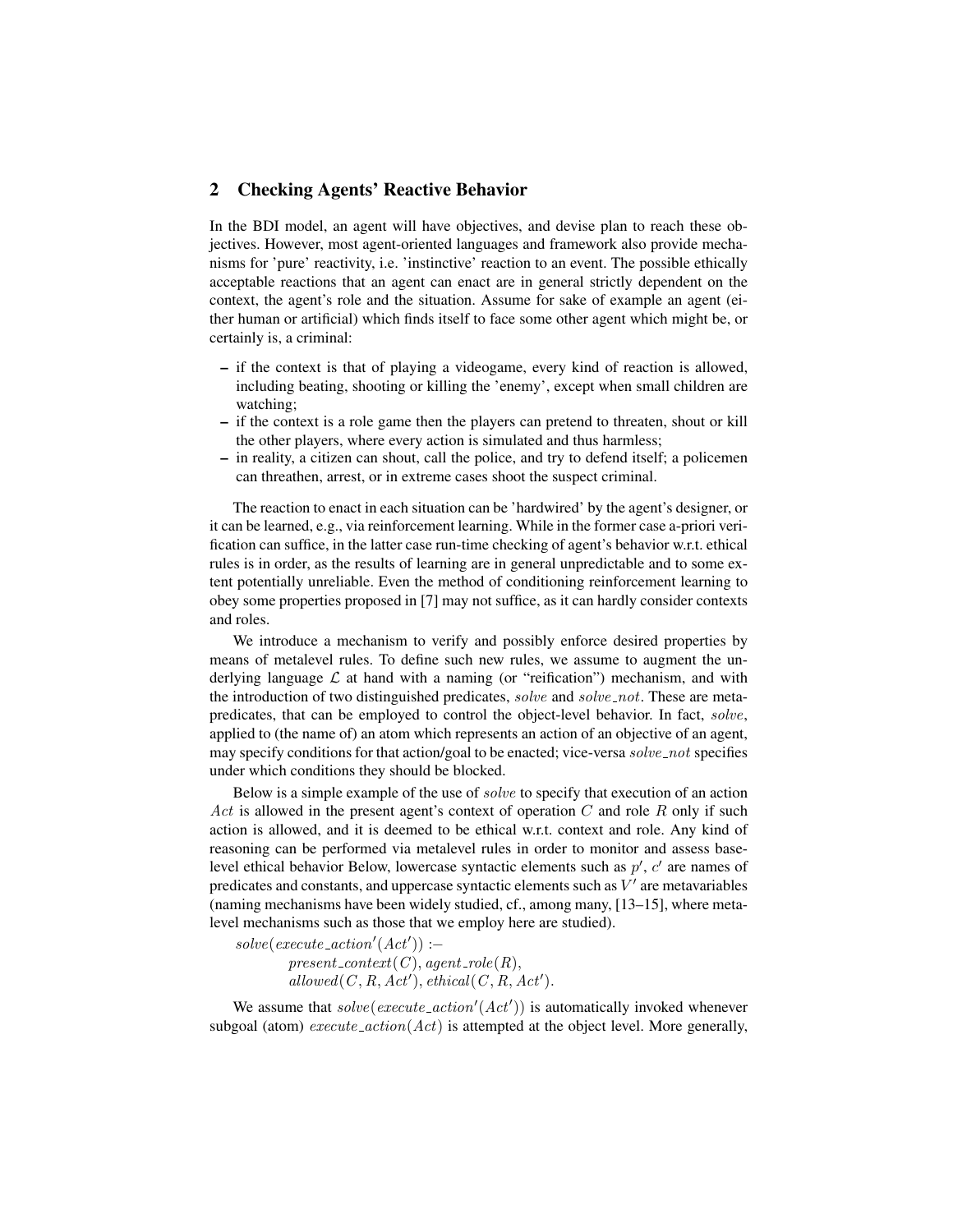## 2 Checking Agents' Reactive Behavior

In the BDI model, an agent will have objectives, and devise plan to reach these objectives. However, most agent-oriented languages and framework also provide mechanisms for 'pure' reactivity, i.e. 'instinctive' reaction to an event. The possible ethically acceptable reactions that an agent can enact are in general strictly dependent on the context, the agent's role and the situation. Assume for sake of example an agent (either human or artificial) which finds itself to face some other agent which might be, or certainly is, a criminal:

– if the context is that of playing a videogame, every kind of reaction is allowed, including beating, shooting or killing the 'enemy', except when small children are watching;
– if the context is a role game then the players can pretend to threaten, shout or kill the other players, where every action is simulated and thus harmless;
– in reality, a citizen can shout, call the police, and try to defend itself; a policemen can threathen, arrest, or in extreme cases shoot the suspect criminal.

The reaction to enact in each situation can be 'hardwired' by the agent's designer, or it can be learned, e.g., via reinforcement learning. While in the former case a-priori verification can suffice, in the latter case run-time checking of agent's behavior w.r.t. ethical rules is in order, as the results of learning are in general unpredictable and to some extent potentially unreliable. Even the method of conditioning reinforcement learning to obey some properties proposed in [7] may not suffice, as it can hardly consider contexts and roles.

We introduce a mechanism to verify and possibly enforce desired properties by means of metalevel rules. To define such new rules, we assume to augment the underlying language $\mathcal{L}$ at hand with a naming (or "reification") mechanism, and with the introduction of two distinguished predicates, *solve* and *solve_not*. These are metapredicates, that can be employed to control the object-level behavior. In fact, *solve*, applied to (the name of) an atom which represents an action of an objective of an agent, may specify conditions for that action/goal to be enacted; vice-versa *solve_not* specifies under which conditions they should be blocked.

Below is a simple example of the use of *solve* to specify that execution of an action $Act$ is allowed in the present agent's context of operation $C$ and role $R$ only if such action is allowed, and it is deemed to be ethical w.r.t. context and role. Any kind of reasoning can be performed via metalevel rules in order to monitor and assess base-level ethical behavior Below, lowercase syntactic elements such as $p'$, $c'$ are names of predicates and constants, and uppercase syntactic elements such as $V'$ are metavariables (naming mechanisms have been widely studied, cf., among many, [13–15], where metalevel mechanisms such as those that we employ here are studied).

$$
\begin{aligned}
& solve(execute\_action'(Act')) :- \\
& \qquad present\_context(C),\ agent\_role(R), \\
& \qquad allowed(C, R, Act'),\ ethical(C, R, Act').
\end{aligned}
$$

We assume that $solve(execute\_action'(Act'))$ is automatically invoked whenever subgoal (atom) $execute\_action(Act)$ is attempted at the object level. More generally,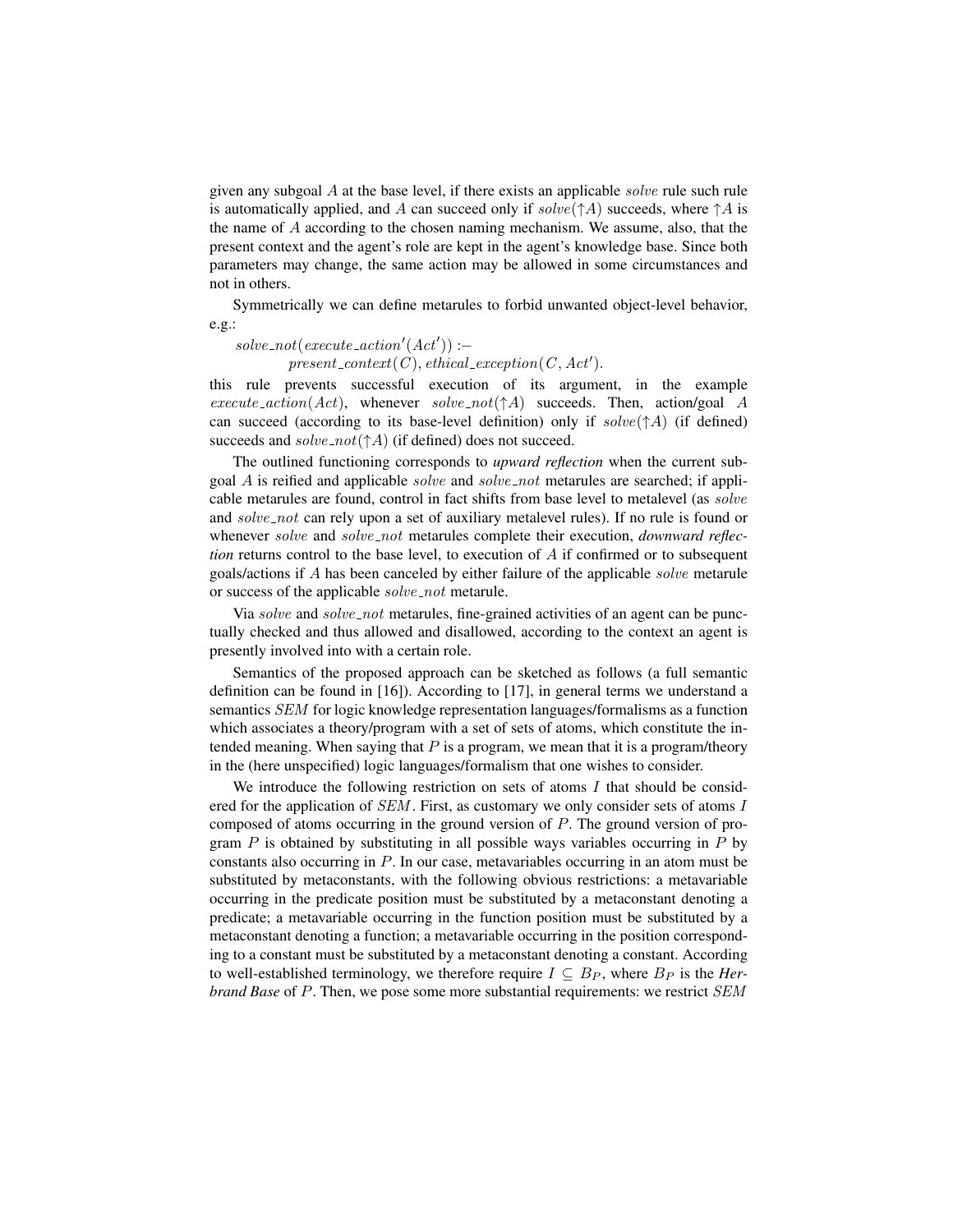given any subgoal $A$ at the base level, if there exists an applicable $solve$ rule such rule is automatically applied, and $A$ can succeed only if $solve(\uparrow A)$ succeeds, where $\uparrow A$ is the name of $A$ according to the chosen naming mechanism. We assume, also, that the present context and the agent's role are kept in the agent's knowledge base. Since both parameters may change, the same action may be allowed in some circumstances and not in others.

Symmetrically we can define metarules to forbid unwanted object-level behavior, e.g.:

$$solve\_not(execute\_action'(Act')) :- \\ present\_context(C), ethical\_exception(C, Act').$$

this rule prevents successful execution of its argument, in the example $execute\_action(Act)$, whenever $solve\_not(\uparrow A)$ succeeds. Then, action/goal $A$ can succeed (according to its base-level definition) only if $solve(\uparrow A)$ (if defined) succeeds and $solve\_not(\uparrow A)$ (if defined) does not succeed.

The outlined functioning corresponds to *upward reflection* when the current subgoal $A$ is reified and applicable $solve$ and $solve\_not$ metarules are searched; if applicable metarules are found, control in fact shifts from base level to metalevel (as $solve$ and $solve\_not$ can rely upon a set of auxiliary metalevel rules). If no rule is found or whenever $solve$ and $solve\_not$ metarules complete their execution, ***downward reflection*** returns control to the base level, to execution of $A$ if confirmed or to subsequent goals/actions if $A$ has been canceled by either failure of the applicable $solve$ metarule or success of the applicable $solve\_not$ metarule.

Via $solve$ and $solve\_not$ metarules, fine-grained activities of an agent can be punctually checked and thus allowed and disallowed, according to the context an agent is presently involved into with a certain role.

Semantics of the proposed approach can be sketched as follows (a full semantic definition can be found in [16]). According to [17], in general terms we understand a semantics $SEM$ for logic knowledge representation languages/formalisms as a function which associates a theory/program with a set of sets of atoms, which constitute the intended meaning. When saying that $P$ is a program, we mean that it is a program/theory in the (here unspecified) logic languages/formalism that one wishes to consider.

We introduce the following restriction on sets of atoms $I$ that should be considered for the application of $SEM$. First, as customary we only consider sets of atoms $I$ composed of atoms occurring in the ground version of $P$. The ground version of program $P$ is obtained by substituting in all possible ways variables occurring in $P$ by constants also occurring in $P$. In our case, metavariables occurring in an atom must be substituted by metaconstants, with the following obvious restrictions: a metavariable occurring in the predicate position must be substituted by a metaconstant denoting a predicate; a metavariable occurring in the function position must be substituted by a metaconstant denoting a function; a metavariable occurring in the position corresponding to a constant must be substituted by a metaconstant denoting a constant. According to well-established terminology, we therefore require $I \subseteq B_P$, where $B_P$ is the ***Herbrand Base*** of $P$. Then, we pose some more substantial requirements: we restrict $SEM$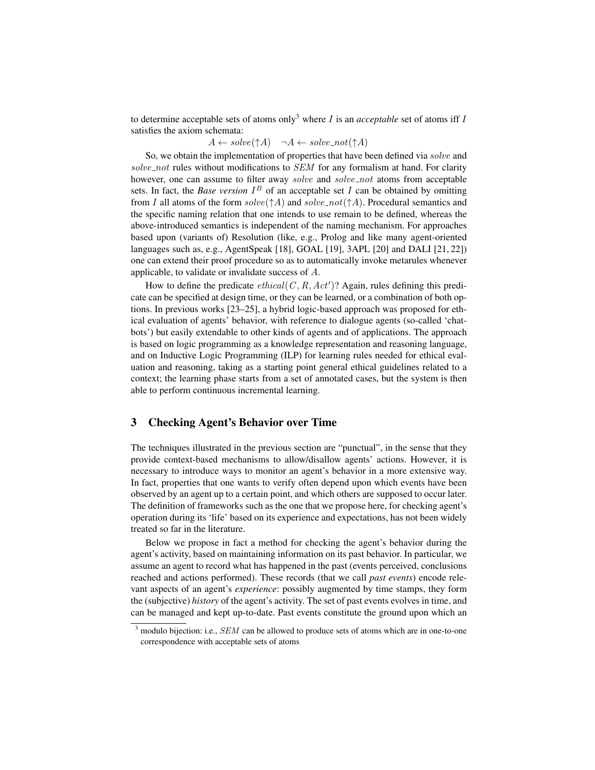to determine acceptable sets of atoms only[3] where $I$ is an *acceptable* set of atoms iff $I$ satisfies the axiom schemata:

$$A \leftarrow solve(\uparrow A) \quad \neg A \leftarrow solve\_not(\uparrow A)$$

So, we obtain the implementation of properties that have been defined via $solve$ and $solve\_not$ rules without modifications to $SEM$ for any formalism at hand. For clarity however, one can assume to filter away $solve$ and $solve\_not$ atoms from acceptable sets. In fact, the *Base version* $I^B$ of an acceptable set $I$ can be obtained by omitting from $I$ all atoms of the form $solve(\uparrow A)$ and $solve\_not(\uparrow A)$. Procedural semantics and the specific naming relation that one intends to use remain to be defined, whereas the above-introduced semantics is independent of the naming mechanism. For approaches based upon (variants of) Resolution (like, e.g., Prolog and like many agent-oriented languages such as, e.g., AgentSpeak [18], GOAL [19], 3APL [20] and DALI [21, 22]) one can extend their proof procedure so as to automatically invoke metarules whenever applicable, to validate or invalidate success of $A$.

How to define the predicate $ethical(C, R, Act')$? Again, rules defining this predicate can be specified at design time, or they can be learned, or a combination of both options. In previous works [23–25], a hybrid logic-based approach was proposed for ethical evaluation of agents' behavior, with reference to dialogue agents (so-called 'chatbots') but easily extendable to other kinds of agents and of applications. The approach is based on logic programming as a knowledge representation and reasoning language, and on Inductive Logic Programming (ILP) for learning rules needed for ethical evaluation and reasoning, taking as a starting point general ethical guidelines related to a context; the learning phase starts from a set of annotated cases, but the system is then able to perform continuous incremental learning.

## 3 Checking Agent's Behavior over Time

The techniques illustrated in the previous section are "punctual", in the sense that they provide context-based mechanisms to allow/disallow agents' actions. However, it is necessary to introduce ways to monitor an agent's behavior in a more extensive way. In fact, properties that one wants to verify often depend upon which events have been observed by an agent up to a certain point, and which others are supposed to occur later. The definition of frameworks such as the one that we propose here, for checking agent's operation during its 'life' based on its experience and expectations, has not been widely treated so far in the literature.

Below we propose in fact a method for checking the agent's behavior during the agent's activity, based on maintaining information on its past behavior. In particular, we assume an agent to record what has happened in the past (events perceived, conclusions reached and actions performed). These records (that we call *past events*) encode relevant aspects of an agent's *experience*: possibly augmented by time stamps, they form the (subjective) *history* of the agent's activity. The set of past events evolves in time, and can be managed and kept up-to-date. Past events constitute the ground upon which an

[3] modulo bijection: i.e., $SEM$ can be allowed to produce sets of atoms which are in one-to-one correspondence with acceptable sets of atoms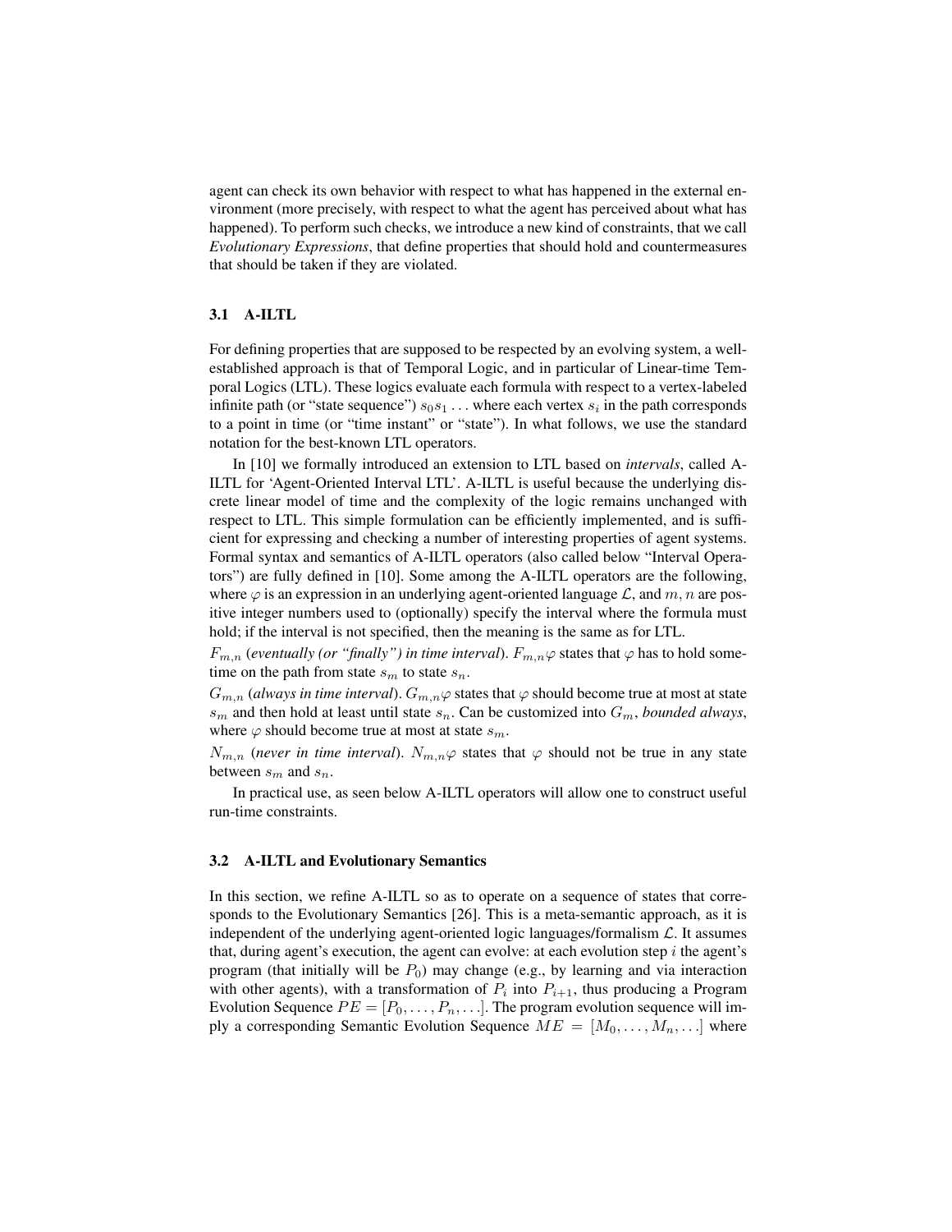agent can check its own behavior with respect to what has happened in the external environment (more precisely, with respect to what the agent has perceived about what has happened). To perform such checks, we introduce a new kind of constraints, that we call *Evolutionary Expressions*, that define properties that should hold and countermeasures that should be taken if they are violated.

### 3.1 A-ILTL

For defining properties that are supposed to be respected by an evolving system, a well-established approach is that of Temporal Logic, and in particular of Linear-time Temporal Logics (LTL). These logics evaluate each formula with respect to a vertex-labeled infinite path (or "state sequence") $s_0 s_1 \ldots$ where each vertex $s_i$ in the path corresponds to a point in time (or "time instant" or "state"). In what follows, we use the standard notation for the best-known LTL operators.

In [10] we formally introduced an extension to LTL based on *intervals*, called A-ILTL for 'Agent-Oriented Interval LTL'. A-ILTL is useful because the underlying discrete linear model of time and the complexity of the logic remains unchanged with respect to LTL. This simple formulation can be efficiently implemented, and is sufficient for expressing and checking a number of interesting properties of agent systems. Formal syntax and semantics of A-ILTL operators (also called below "Interval Operators") are fully defined in [10]. Some among the A-ILTL operators are the following, where $\varphi$ is an expression in an underlying agent-oriented language $\mathcal{L}$, and $m, n$ are positive integer numbers used to (optionally) specify the interval where the formula must hold; if the interval is not specified, then the meaning is the same as for LTL.

$F_{m,n}$ (*eventually (or "finally") in time interval*). $F_{m,n}\varphi$ states that $\varphi$ has to hold sometime on the path from state $s_m$ to state $s_n$.

$G_{m,n}$ (*always in time interval*). $G_{m,n}\varphi$ states that $\varphi$ should become true at most at state $s_m$ and then hold at least until state $s_n$. Can be customized into $G_m$, *bounded always*, where $\varphi$ should become true at most at state $s_m$.

$N_{m,n}$ (*never in time interval*). $N_{m,n}\varphi$ states that $\varphi$ should not be true in any state between $s_m$ and $s_n$.

In practical use, as seen below A-ILTL operators will allow one to construct useful run-time constraints.

### 3.2 A-ILTL and Evolutionary Semantics

In this section, we refine A-ILTL so as to operate on a sequence of states that corresponds to the Evolutionary Semantics [26]. This is a meta-semantic approach, as it is independent of the underlying agent-oriented logic languages/formalism $\mathcal{L}$. It assumes that, during agent's execution, the agent can evolve: at each evolution step $i$ the agent's program (that initially will be $P_0$) may change (e.g., by learning and via interaction with other agents), with a transformation of $P_i$ into $P_{i+1}$, thus producing a Program Evolution Sequence $PE = [P_0, \ldots, P_n, \ldots]$. The program evolution sequence will imply a corresponding Semantic Evolution Sequence $ME = [M_0, \ldots, M_n, \ldots]$ where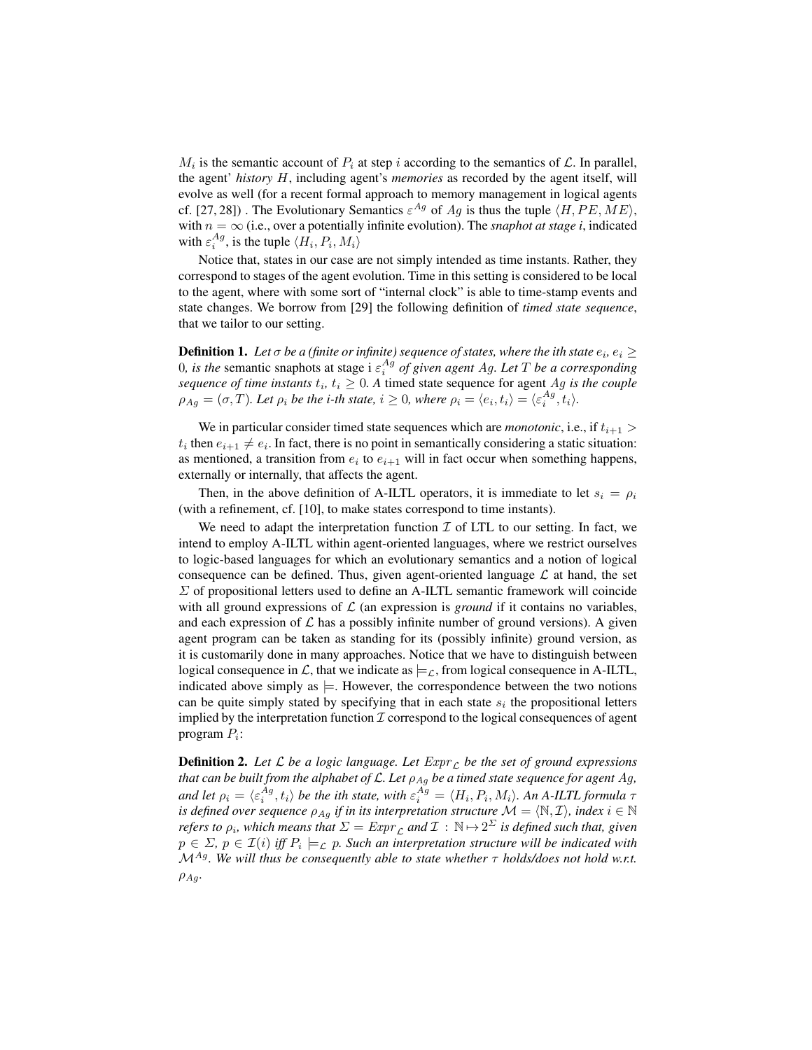$M_i$ is the semantic account of $P_i$ at step $i$ according to the semantics of $\mathcal{L}$. In parallel, the agent' *history* $H$, including agent's *memories* as recorded by the agent itself, will evolve as well (for a recent formal approach to memory management in logical agents cf. [27, 28]) . The Evolutionary Semantics $\varepsilon^{Ag}$ of $Ag$ is thus the tuple $\langle H, PE, ME \rangle$, with $n = \infty$ (i.e., over a potentially infinite evolution). The *snaphot at stage i*, indicated with $\varepsilon_i^{Ag}$, is the tuple $\langle H_i, P_i, M_i \rangle$

Notice that, states in our case are not simply intended as time instants. Rather, they correspond to stages of the agent evolution. Time in this setting is considered to be local to the agent, where with some sort of "internal clock" is able to time-stamp events and state changes. We borrow from [29] the following definition of *timed state sequence*, that we tailor to our setting.

**Definition 1.** *Let $\sigma$ be a (finite or infinite) sequence of states, where the ith state $e_i$, $e_i \geq 0$, is the* semantic snaphots at stage i *$\varepsilon_i^{Ag}$ of given agent $Ag$. Let $T$ be a corresponding sequence of time instants $t_i$, $t_i \geq 0$. A* timed state sequence *for agent $Ag$ is the couple $\rho_{Ag} = (\sigma, T)$. Let $\rho_i$ be the i-th state, $i \geq 0$, where $\rho_i = \langle e_i, t_i \rangle = \langle \varepsilon_i^{Ag}, t_i \rangle$.*

We in particular consider timed state sequences which are *monotonic*, i.e., if $t_{i+1} > t_i$ then $e_{i+1} \neq e_i$. In fact, there is no point in semantically considering a static situation: as mentioned, a transition from $e_i$ to $e_{i+1}$ will in fact occur when something happens, externally or internally, that affects the agent.

Then, in the above definition of A-ILTL operators, it is immediate to let $s_i = \rho_i$ (with a refinement, cf. [10], to make states correspond to time instants).

We need to adapt the interpretation function $\mathcal{I}$ of LTL to our setting. In fact, we intend to employ A-ILTL within agent-oriented languages, where we restrict ourselves to logic-based languages for which an evolutionary semantics and a notion of logical consequence can be defined. Thus, given agent-oriented language $\mathcal{L}$ at hand, the set $\Sigma$ of propositional letters used to define an A-ILTL semantic framework will coincide with all ground expressions of $\mathcal{L}$ (an expression is *ground* if it contains no variables, and each expression of $\mathcal{L}$ has a possibly infinite number of ground versions). A given agent program can be taken as standing for its (possibly infinite) ground version, as it is customarily done in many approaches. Notice that we have to distinguish between logical consequence in $\mathcal{L}$, that we indicate as $\models_{\mathcal{L}}$, from logical consequence in A-ILTL, indicated above simply as $\models$. However, the correspondence between the two notions can be quite simply stated by specifying that in each state $s_i$ the propositional letters implied by the interpretation function $\mathcal{I}$ correspond to the logical consequences of agent program $P_i$:

**Definition 2.** *Let $\mathcal{L}$ be a logic language. Let $Expr_{\mathcal{L}}$ be the set of ground expressions that can be built from the alphabet of $\mathcal{L}$. Let $\rho_{Ag}$ be a timed state sequence for agent $Ag$, and let $\rho_i = \langle \varepsilon_i^{Ag}, t_i \rangle$ be the ith state, with $\varepsilon_i^{Ag} = \langle H_i, P_i, M_i \rangle$. An A-ILTL formula $\tau$ is defined over sequence $\rho_{Ag}$ if in its interpretation structure $\mathcal{M} = \langle \mathbb{N}, \mathcal{I} \rangle$, index $i \in \mathbb{N}$ refers to $\rho_i$, which means that $\Sigma = Expr_{\mathcal{L}}$ and $\mathcal{I} : \mathbb{N} \mapsto 2^{\Sigma}$ is defined such that, given $p \in \Sigma$, $p \in \mathcal{I}(i)$ iff $P_i \models_{\mathcal{L}} p$. Such an interpretation structure will be indicated with $\mathcal{M}^{Ag}$. We will thus be consequently able to state whether $\tau$ holds/does not hold w.r.t. $\rho_{Ag}$.*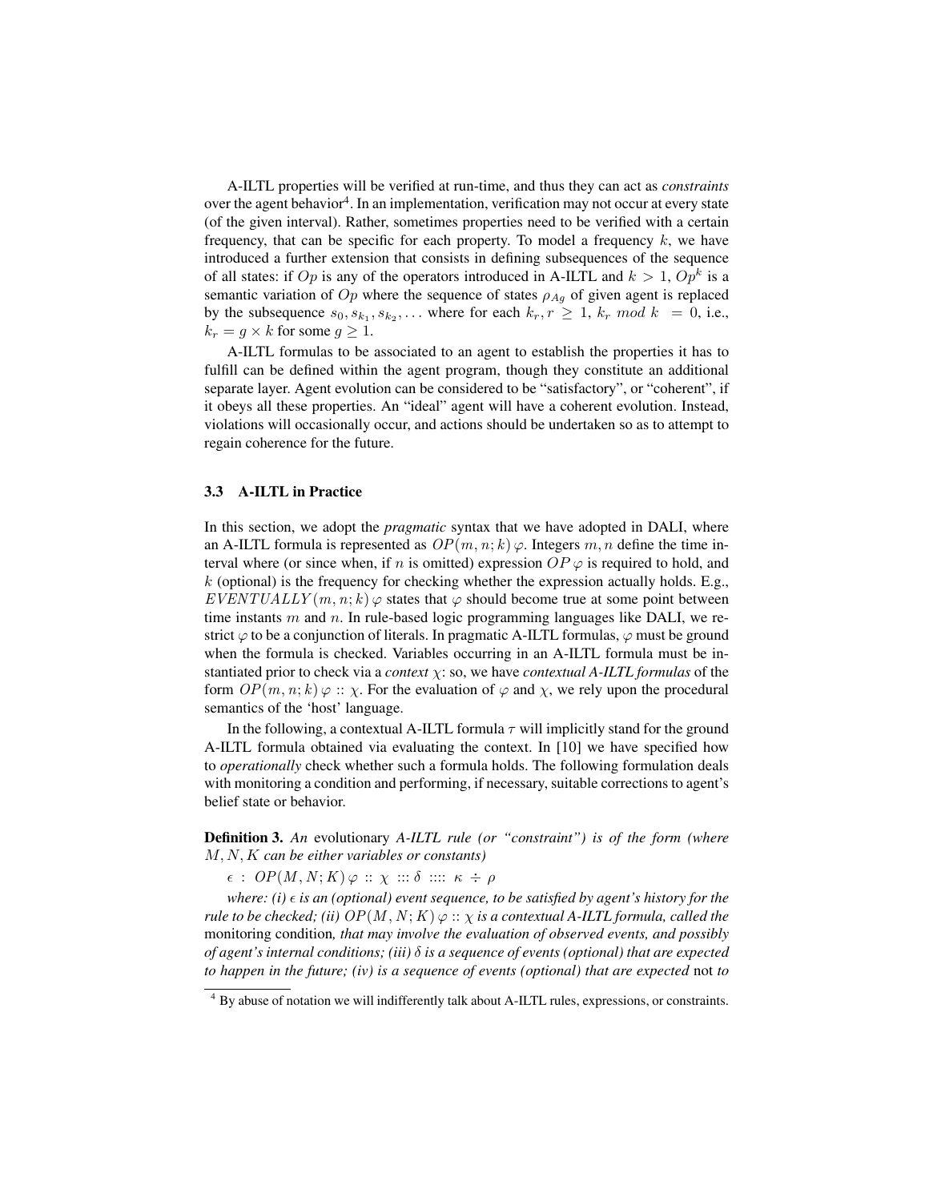A-ILTL properties will be verified at run-time, and thus they can act as *constraints* over the agent behavior[4]. In an implementation, verification may not occur at every state (of the given interval). Rather, sometimes properties need to be verified with a certain frequency, that can be specific for each property. To model a frequency $k$, we have introduced a further extension that consists in defining subsequences of the sequence of all states: if $Op$ is any of the operators introduced in A-ILTL and $k > 1$, $Op^k$ is a semantic variation of $Op$ where the sequence of states $\rho_{Ag}$ of given agent is replaced by the subsequence $s_0, s_{k_1}, s_{k_2}, \ldots$ where for each $k_r, r \geq 1$, $k_r \ mod \ k \ = 0$, i.e., $k_r = g \times k$ for some $g \geq 1$.

A-ILTL formulas to be associated to an agent to establish the properties it has to fulfill can be defined within the agent program, though they constitute an additional separate layer. Agent evolution can be considered to be "satisfactory", or "coherent", if it obeys all these properties. An "ideal" agent will have a coherent evolution. Instead, violations will occasionally occur, and actions should be undertaken so as to attempt to regain coherence for the future.

### 3.3 A-ILTL in Practice

In this section, we adopt the *pragmatic* syntax that we have adopted in DALI, where an A-ILTL formula is represented as $OP(m, n; k)\,\varphi$. Integers $m, n$ define the time interval where (or since when, if $n$ is omitted) expression $OP\,\varphi$ is required to hold, and $k$ (optional) is the frequency for checking whether the expression actually holds. E.g., $EVENTUALLY(m, n; k)\,\varphi$ states that $\varphi$ should become true at some point between time instants $m$ and $n$. In rule-based logic programming languages like DALI, we restrict $\varphi$ to be a conjunction of literals. In pragmatic A-ILTL formulas, $\varphi$ must be ground when the formula is checked. Variables occurring in an A-ILTL formula must be instantiated prior to check via a *context* $\chi$: so, we have *contextual A-ILTL formulas* of the form $OP(m, n; k)\,\varphi :: \chi$. For the evaluation of $\varphi$ and $\chi$, we rely upon the procedural semantics of the 'host' language.

In the following, a contextual A-ILTL formula $\tau$ will implicitly stand for the ground A-ILTL formula obtained via evaluating the context. In [10] we have specified how to *operationally* check whether such a formula holds. The following formulation deals with monitoring a condition and performing, if necessary, suitable corrections to agent's belief state or behavior.

**Definition 3.** *An* evolutionary *A-ILTL rule (or "constraint") is of the form (where $M, N, K$ can be either variables or constants)*

$\epsilon \ : \ OP(M, N; K)\,\varphi \ :: \ \chi \ ::: \delta \ :::: \ \kappa \ \div \ \rho$

*where: (i) $\epsilon$ is an (optional) event sequence, to be satisfied by agent's history for the rule to be checked; (ii) $OP(M, N; K)\,\varphi :: \chi$ is a contextual A-ILTL formula, called the* monitoring condition*, that may involve the evaluation of observed events, and possibly of agent's internal conditions; (iii) $\delta$ is a sequence of events (optional) that are expected to happen in the future; (iv) is a sequence of events (optional) that are expected* not *to*

[4] By abuse of notation we will indifferently talk about A-ILTL rules, expressions, or constraints.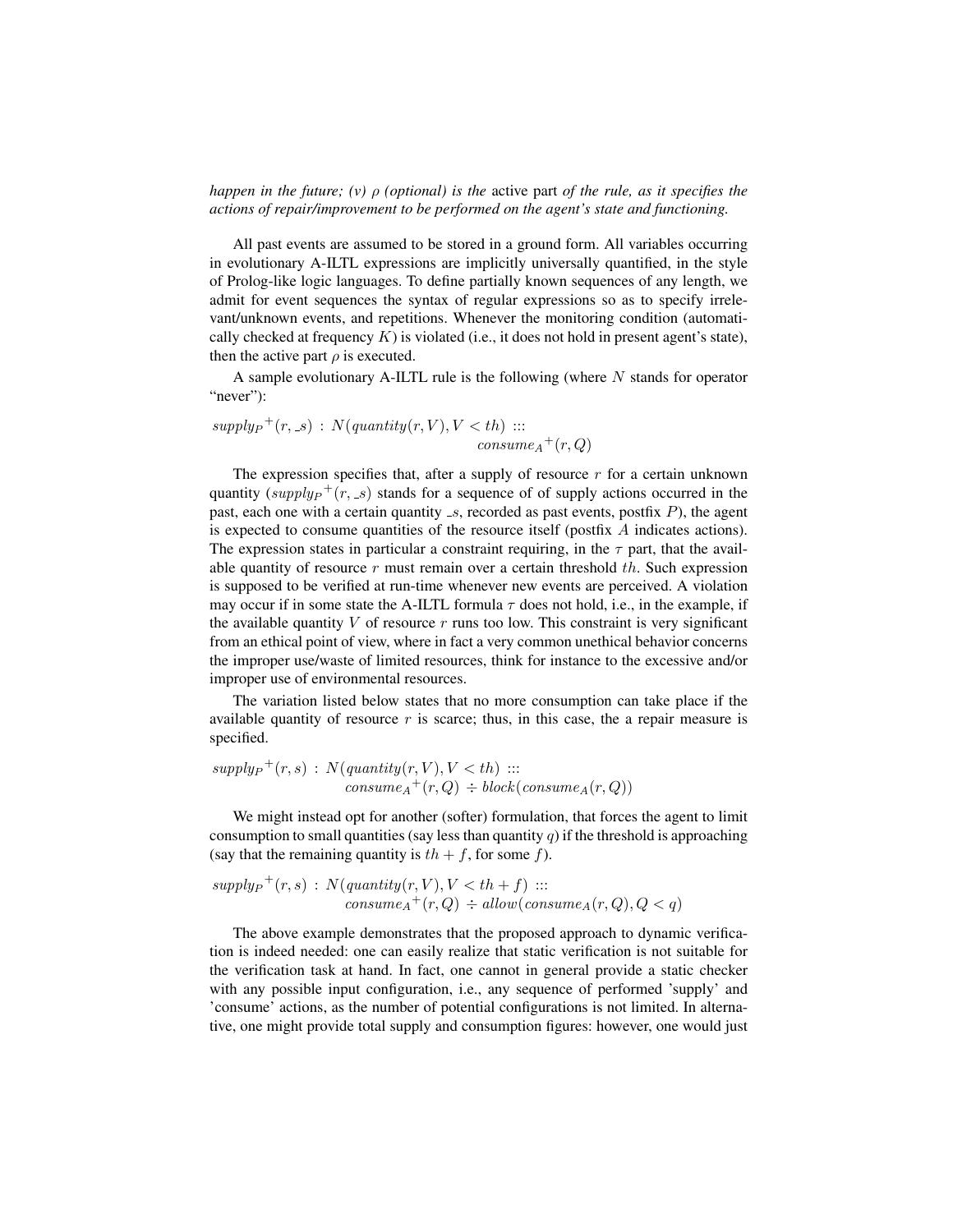*happen in the future; (v) $\rho$ (optional) is the* active part *of the rule, as it specifies the actions of repair/improvement to be performed on the agent's state and functioning.*

All past events are assumed to be stored in a ground form. All variables occurring in evolutionary A-ILTL expressions are implicitly universally quantified, in the style of Prolog-like logic languages. To define partially known sequences of any length, we admit for event sequences the syntax of regular expressions so as to specify irrelevant/unknown events, and repetitions. Whenever the monitoring condition (automatically checked at frequency $K$) is violated (i.e., it does not hold in present agent's state), then the active part $\rho$ is executed.

A sample evolutionary A-ILTL rule is the following (where $N$ stands for operator "never"):

$$supply_P{}^+(r, \_s) \;:\; N(quantity(r, V), V < th) \;:::\; consume_A{}^+(r, Q)$$

The expression specifies that, after a supply of resource $r$ for a certain unknown quantity ($supply_P{}^+(r, \_s)$ stands for a sequence of of supply actions occurred in the past, each one with a certain quantity $\_s$, recorded as past events, postfix $P$), the agent is expected to consume quantities of the resource itself (postfix $A$ indicates actions). The expression states in particular a constraint requiring, in the $\tau$ part, that the available quantity of resource $r$ must remain over a certain threshold $th$. Such expression is supposed to be verified at run-time whenever new events are perceived. A violation may occur if in some state the A-ILTL formula $\tau$ does not hold, i.e., in the example, if the available quantity $V$ of resource $r$ runs too low. This constraint is very significant from an ethical point of view, where in fact a very common unethical behavior concerns the improper use/waste of limited resources, think for instance to the excessive and/or improper use of environmental resources.

The variation listed below states that no more consumption can take place if the available quantity of resource $r$ is scarce; thus, in this case, the a repair measure is specified.

$$supply_P{}^+(r, s) \;:\; N(quantity(r, V), V < th) \;:::\; consume_A{}^+(r, Q) \div block(consume_A(r, Q))$$

We might instead opt for another (softer) formulation, that forces the agent to limit consumption to small quantities (say less than quantity $q$) if the threshold is approaching (say that the remaining quantity is $th + f$, for some $f$).

$$supply_P{}^+(r, s) \;:\; N(quantity(r, V), V < th + f) \;:::\; consume_A{}^+(r, Q) \div allow(consume_A(r, Q), Q < q)$$

The above example demonstrates that the proposed approach to dynamic verification is indeed needed: one can easily realize that static verification is not suitable for the verification task at hand. In fact, one cannot in general provide a static checker with any possible input configuration, i.e., any sequence of performed 'supply' and 'consume' actions, as the number of potential configurations is not limited. In alternative, one might provide total supply and consumption figures: however, one would just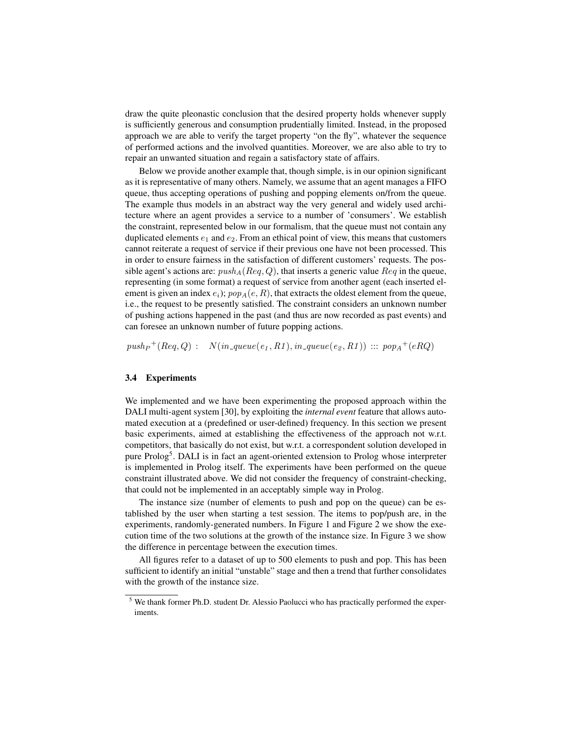draw the quite pleonastic conclusion that the desired property holds whenever supply is sufficiently generous and consumption prudentially limited. Instead, in the proposed approach we are able to verify the target property "on the fly", whatever the sequence of performed actions and the involved quantities. Moreover, we are also able to try to repair an unwanted situation and regain a satisfactory state of affairs.

Below we provide another example that, though simple, is in our opinion significant as it is representative of many others. Namely, we assume that an agent manages a FIFO queue, thus accepting operations of pushing and popping elements on/from the queue. The example thus models in an abstract way the very general and widely used architecture where an agent provides a service to a number of 'consumers'. We establish the constraint, represented below in our formalism, that the queue must not contain any duplicated elements $e_1$ and $e_2$. From an ethical point of view, this means that customers cannot reiterate a request of service if their previous one have not been processed. This in order to ensure fairness in the satisfaction of different customers' requests. The possible agent's actions are: $push_A(Req, Q)$, that inserts a generic value $Req$ in the queue, representing (in some format) a request of service from another agent (each inserted element is given an index $e_i$); $pop_A(e, R)$, that extracts the oldest element from the queue, i.e., the request to be presently satisfied. The constraint considers an unknown number of pushing actions happened in the past (and thus are now recorded as past events) and can foresee an unknown number of future popping actions.

$$push_P{}^{+}(Req, Q) : \quad N(in\_queue(e_1, R1), in\_queue(e_2, R1)) ::: pop_A{}^{+}(eRQ)$$

### 3.4 Experiments

We implemented and we have been experimenting the proposed approach within the DALI multi-agent system [30], by exploiting the *internal event* feature that allows automated execution at a (predefined or user-defined) frequency. In this section we present basic experiments, aimed at establishing the effectiveness of the approach not w.r.t. competitors, that basically do not exist, but w.r.t. a correspondent solution developed in pure Prolog[5]. DALI is in fact an agent-oriented extension to Prolog whose interpreter is implemented in Prolog itself. The experiments have been performed on the queue constraint illustrated above. We did not consider the frequency of constraint-checking, that could not be implemented in an acceptably simple way in Prolog.

The instance size (number of elements to push and pop on the queue) can be established by the user when starting a test session. The items to pop/push are, in the experiments, randomly-generated numbers. In Figure 1 and Figure 2 we show the execution time of the two solutions at the growth of the instance size. In Figure 3 we show the difference in percentage between the execution times.

All figures refer to a dataset of up to 500 elements to push and pop. This has been sufficient to identify an initial "unstable" stage and then a trend that further consolidates with the growth of the instance size.

[5] We thank former Ph.D. student Dr. Alessio Paolucci who has practically performed the experiments.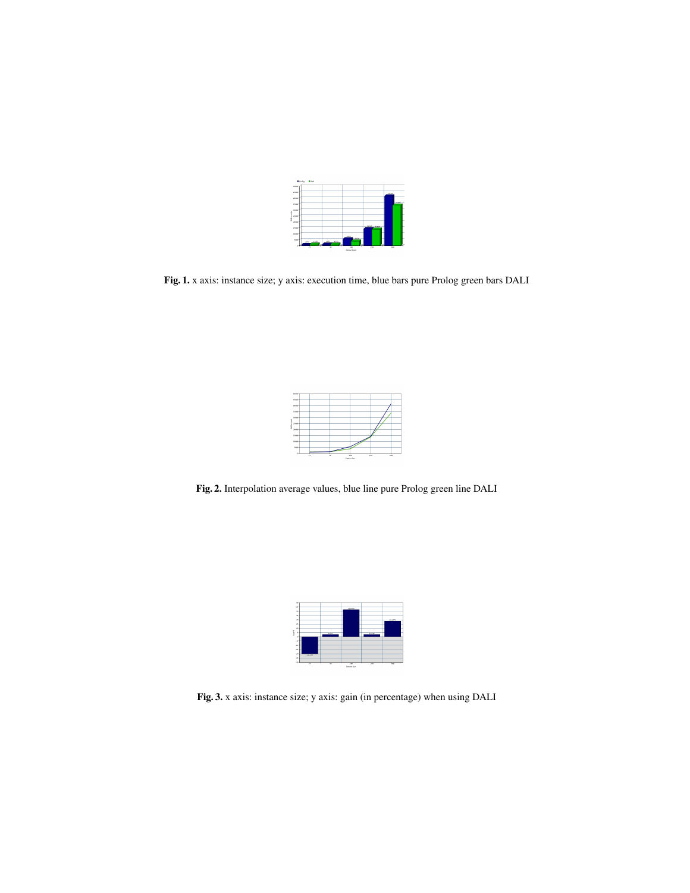**Fig. 1.** x axis: instance size; y axis: execution time, blue bars pure Prolog green bars DALI

**Fig. 2.** Interpolation average values, blue line pure Prolog green line DALI

**Fig. 3.** x axis: instance size; y axis: gain (in percentage) when using DALI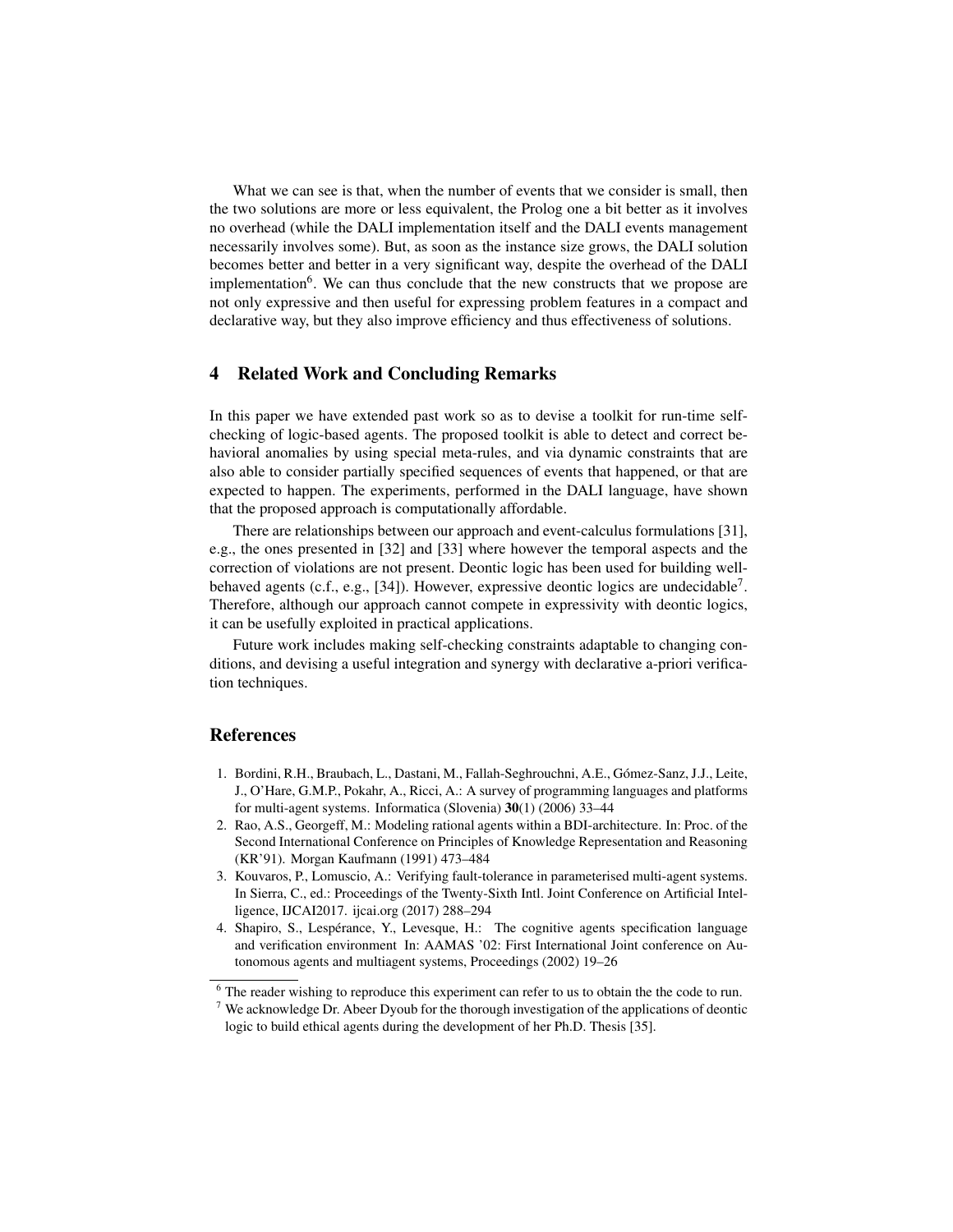What we can see is that, when the number of events that we consider is small, then the two solutions are more or less equivalent, the Prolog one a bit better as it involves no overhead (while the DALI implementation itself and the DALI events management necessarily involves some). But, as soon as the instance size grows, the DALI solution becomes better and better in a very significant way, despite the overhead of the DALI implementation[6]. We can thus conclude that the new constructs that we propose are not only expressive and then useful for expressing problem features in a compact and declarative way, but they also improve efficiency and thus effectiveness of solutions.

## 4 Related Work and Concluding Remarks

In this paper we have extended past work so as to devise a toolkit for run-time self-checking of logic-based agents. The proposed toolkit is able to detect and correct behavioral anomalies by using special meta-rules, and via dynamic constraints that are also able to consider partially specified sequences of events that happened, or that are expected to happen. The experiments, performed in the DALI language, have shown that the proposed approach is computationally affordable.

There are relationships between our approach and event-calculus formulations [31], e.g., the ones presented in [32] and [33] where however the temporal aspects and the correction of violations are not present. Deontic logic has been used for building well-behaved agents (c.f., e.g., [34]). However, expressive deontic logics are undecidable[7]. Therefore, although our approach cannot compete in expressivity with deontic logics, it can be usefully exploited in practical applications.

Future work includes making self-checking constraints adaptable to changing conditions, and devising a useful integration and synergy with declarative a-priori verification techniques.

## References

1. Bordini, R.H., Braubach, L., Dastani, M., Fallah-Seghrouchni, A.E., Gómez-Sanz, J.J., Leite, J., O'Hare, G.M.P., Pokahr, A., Ricci, A.: A survey of programming languages and platforms for multi-agent systems. Informatica (Slovenia) **30**(1) (2006) 33–44
2. Rao, A.S., Georgeff, M.: Modeling rational agents within a BDI-architecture. In: Proc. of the Second International Conference on Principles of Knowledge Representation and Reasoning (KR'91). Morgan Kaufmann (1991) 473–484
3. Kouvaros, P., Lomuscio, A.: Verifying fault-tolerance in parameterised multi-agent systems. In Sierra, C., ed.: Proceedings of the Twenty-Sixth Intl. Joint Conference on Artificial Intelligence, IJCAI2017. ijcai.org (2017) 288–294
4. Shapiro, S., Lespérance, Y., Levesque, H.: The cognitive agents specification language and verification environment In: AAMAS '02: First International Joint conference on Autonomous agents and multiagent systems, Proceedings (2002) 19–26

[6] The reader wishing to reproduce this experiment can refer to us to obtain the the code to run.

[7] We acknowledge Dr. Abeer Dyoub for the thorough investigation of the applications of deontic logic to build ethical agents during the development of her Ph.D. Thesis [35].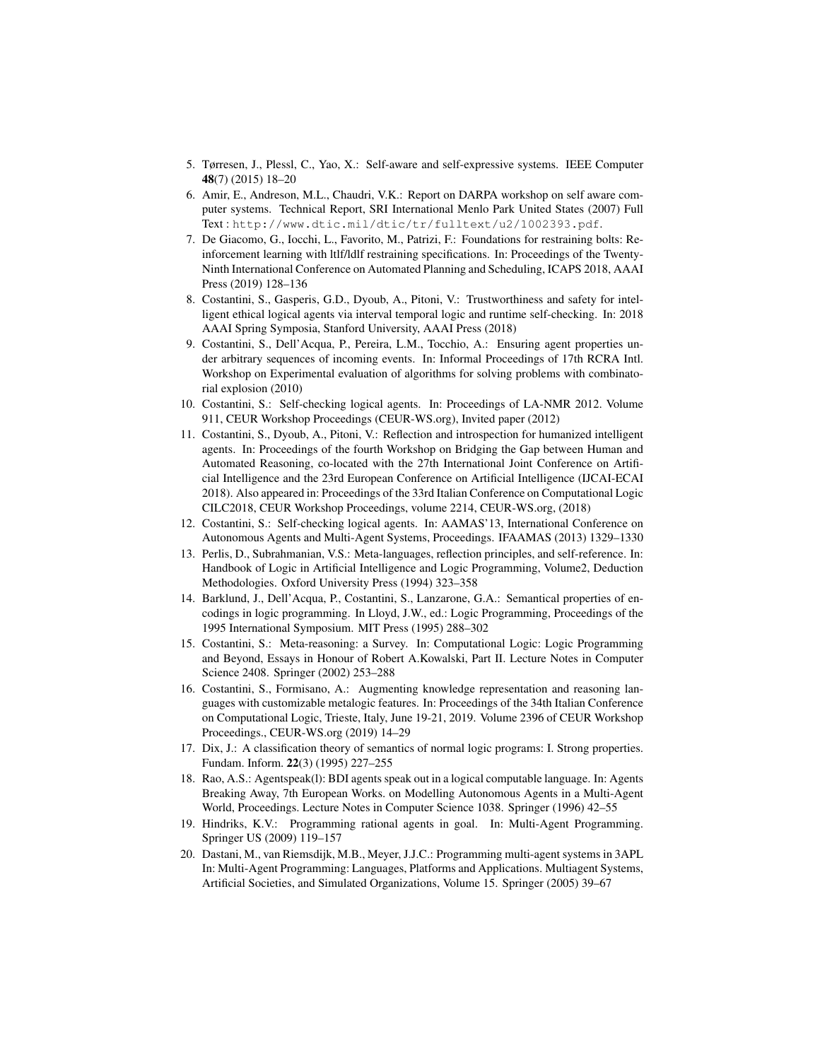5. Tørresen, J., Plessl, C., Yao, X.: Self-aware and self-expressive systems. IEEE Computer **48**(7) (2015) 18–20
6. Amir, E., Andreson, M.L., Chaudri, V.K.: Report on DARPA workshop on self aware computer systems. Technical Report, SRI International Menlo Park United States (2007) Full Text : `http://www.dtic.mil/dtic/tr/fulltext/u2/1002393.pdf`.
7. De Giacomo, G., Iocchi, L., Favorito, M., Patrizi, F.: Foundations for restraining bolts: Reinforcement learning with ltlf/ldlf restraining specifications. In: Proceedings of the Twenty-Ninth International Conference on Automated Planning and Scheduling, ICAPS 2018, AAAI Press (2019) 128–136
8. Costantini, S., Gasperis, G.D., Dyoub, A., Pitoni, V.: Trustworthiness and safety for intelligent ethical logical agents via interval temporal logic and runtime self-checking. In: 2018 AAAI Spring Symposia, Stanford University, AAAI Press (2018)
9. Costantini, S., Dell'Acqua, P., Pereira, L.M., Tocchio, A.: Ensuring agent properties under arbitrary sequences of incoming events. In: Informal Proceedings of 17th RCRA Intl. Workshop on Experimental evaluation of algorithms for solving problems with combinatorial explosion (2010)
10. Costantini, S.: Self-checking logical agents. In: Proceedings of LA-NMR 2012. Volume 911, CEUR Workshop Proceedings (CEUR-WS.org), Invited paper (2012)
11. Costantini, S., Dyoub, A., Pitoni, V.: Reflection and introspection for humanized intelligent agents. In: Proceedings of the fourth Workshop on Bridging the Gap between Human and Automated Reasoning, co-located with the 27th International Joint Conference on Artificial Intelligence and the 23rd European Conference on Artificial Intelligence (IJCAI-ECAI 2018). Also appeared in: Proceedings of the 33rd Italian Conference on Computational Logic CILC2018, CEUR Workshop Proceedings, volume 2214, CEUR-WS.org, (2018)
12. Costantini, S.: Self-checking logical agents. In: AAMAS'13, International Conference on Autonomous Agents and Multi-Agent Systems, Proceedings. IFAAMAS (2013) 1329–1330
13. Perlis, D., Subrahmanian, V.S.: Meta-languages, reflection principles, and self-reference. In: Handbook of Logic in Artificial Intelligence and Logic Programming, Volume2, Deduction Methodologies. Oxford University Press (1994) 323–358
14. Barklund, J., Dell'Acqua, P., Costantini, S., Lanzarone, G.A.: Semantical properties of encodings in logic programming. In Lloyd, J.W., ed.: Logic Programming, Proceedings of the 1995 International Symposium. MIT Press (1995) 288–302
15. Costantini, S.: Meta-reasoning: a Survey. In: Computational Logic: Logic Programming and Beyond, Essays in Honour of Robert A.Kowalski, Part II. Lecture Notes in Computer Science 2408. Springer (2002) 253–288
16. Costantini, S., Formisano, A.: Augmenting knowledge representation and reasoning languages with customizable metalogic features. In: Proceedings of the 34th Italian Conference on Computational Logic, Trieste, Italy, June 19-21, 2019. Volume 2396 of CEUR Workshop Proceedings., CEUR-WS.org (2019) 14–29
17. Dix, J.: A classification theory of semantics of normal logic programs: I. Strong properties. Fundam. Inform. **22**(3) (1995) 227–255
18. Rao, A.S.: Agentspeak(l): BDI agents speak out in a logical computable language. In: Agents Breaking Away, 7th European Works. on Modelling Autonomous Agents in a Multi-Agent World, Proceedings. Lecture Notes in Computer Science 1038. Springer (1996) 42–55
19. Hindriks, K.V.: Programming rational agents in goal. In: Multi-Agent Programming. Springer US (2009) 119–157
20. Dastani, M., van Riemsdijk, M.B., Meyer, J.J.C.: Programming multi-agent systems in 3APL In: Multi-Agent Programming: Languages, Platforms and Applications. Multiagent Systems, Artificial Societies, and Simulated Organizations, Volume 15. Springer (2005) 39–67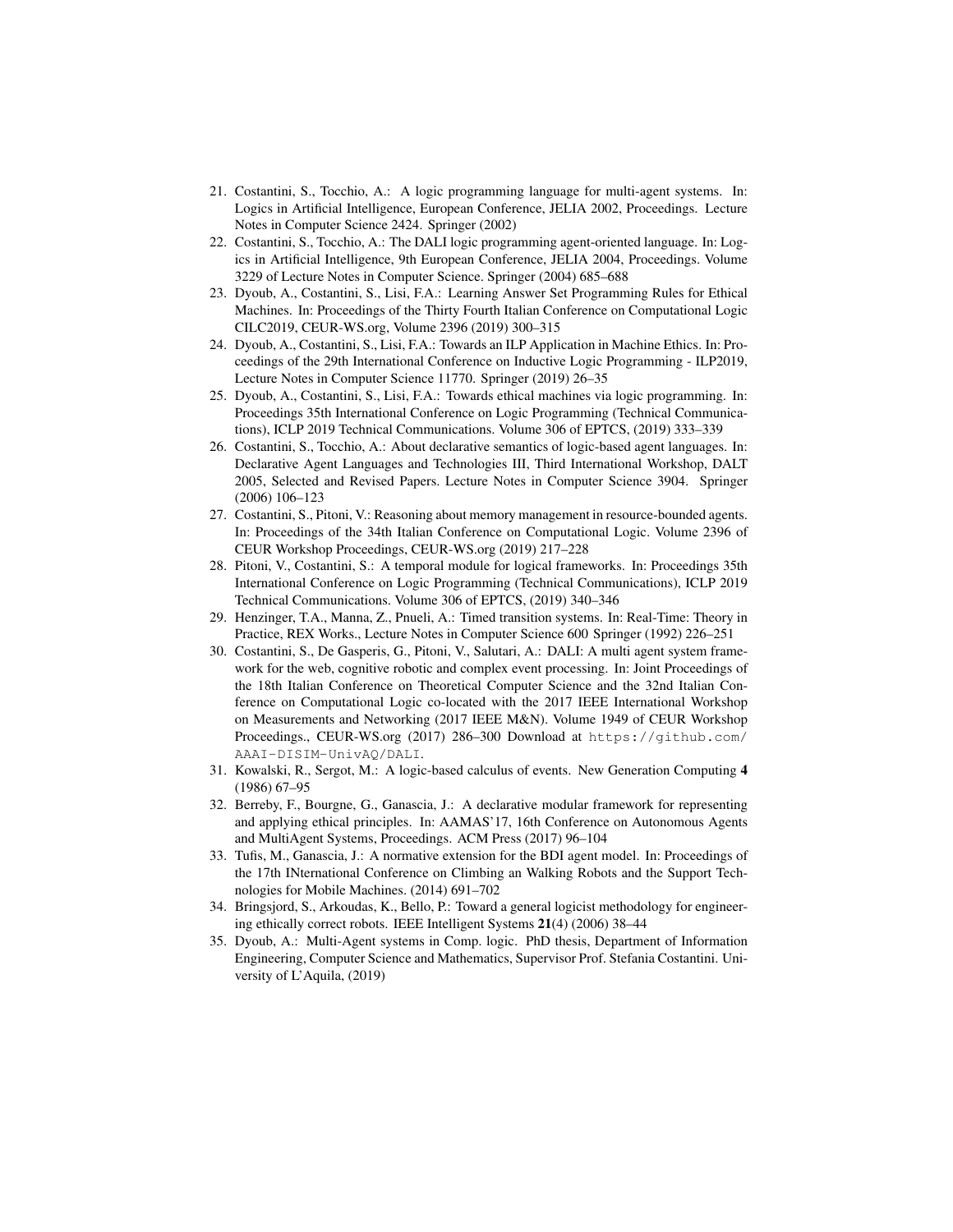21. Costantini, S., Tocchio, A.: A logic programming language for multi-agent systems. In: Logics in Artificial Intelligence, European Conference, JELIA 2002, Proceedings. Lecture Notes in Computer Science 2424. Springer (2002)
22. Costantini, S., Tocchio, A.: The DALI logic programming agent-oriented language. In: Logics in Artificial Intelligence, 9th European Conference, JELIA 2004, Proceedings. Volume 3229 of Lecture Notes in Computer Science. Springer (2004) 685–688
23. Dyoub, A., Costantini, S., Lisi, F.A.: Learning Answer Set Programming Rules for Ethical Machines. In: Proceedings of the Thirty Fourth Italian Conference on Computational Logic CILC2019, CEUR-WS.org, Volume 2396 (2019) 300–315
24. Dyoub, A., Costantini, S., Lisi, F.A.: Towards an ILP Application in Machine Ethics. In: Proceedings of the 29th International Conference on Inductive Logic Programming - ILP2019, Lecture Notes in Computer Science 11770. Springer (2019) 26–35
25. Dyoub, A., Costantini, S., Lisi, F.A.: Towards ethical machines via logic programming. In: Proceedings 35th International Conference on Logic Programming (Technical Communications), ICLP 2019 Technical Communications. Volume 306 of EPTCS, (2019) 333–339
26. Costantini, S., Tocchio, A.: About declarative semantics of logic-based agent languages. In: Declarative Agent Languages and Technologies III, Third International Workshop, DALT 2005, Selected and Revised Papers. Lecture Notes in Computer Science 3904. Springer (2006) 106–123
27. Costantini, S., Pitoni, V.: Reasoning about memory management in resource-bounded agents. In: Proceedings of the 34th Italian Conference on Computational Logic. Volume 2396 of CEUR Workshop Proceedings, CEUR-WS.org (2019) 217–228
28. Pitoni, V., Costantini, S.: A temporal module for logical frameworks. In: Proceedings 35th International Conference on Logic Programming (Technical Communications), ICLP 2019 Technical Communications. Volume 306 of EPTCS, (2019) 340–346
29. Henzinger, T.A., Manna, Z., Pnueli, A.: Timed transition systems. In: Real-Time: Theory in Practice, REX Works., Lecture Notes in Computer Science 600 Springer (1992) 226–251
30. Costantini, S., De Gasperis, G., Pitoni, V., Salutari, A.: DALI: A multi agent system framework for the web, cognitive robotic and complex event processing. In: Joint Proceedings of the 18th Italian Conference on Theoretical Computer Science and the 32nd Italian Conference on Computational Logic co-located with the 2017 IEEE International Workshop on Measurements and Networking (2017 IEEE M&N). Volume 1949 of CEUR Workshop Proceedings., CEUR-WS.org (2017) 286–300 Download at `https://github.com/AAAI-DISIM-UnivAQ/DALI`.
31. Kowalski, R., Sergot, M.: A logic-based calculus of events. New Generation Computing **4** (1986) 67–95
32. Berreby, F., Bourgne, G., Ganascia, J.: A declarative modular framework for representing and applying ethical principles. In: AAMAS'17, 16th Conference on Autonomous Agents and MultiAgent Systems, Proceedings. ACM Press (2017) 96–104
33. Tufis, M., Ganascia, J.: A normative extension for the BDI agent model. In: Proceedings of the 17th INternational Conference on Climbing an Walking Robots and the Support Technologies for Mobile Machines. (2014) 691–702
34. Bringsjord, S., Arkoudas, K., Bello, P.: Toward a general logicist methodology for engineering ethically correct robots. IEEE Intelligent Systems **21**(4) (2006) 38–44
35. Dyoub, A.: Multi-Agent systems in Comp. logic. PhD thesis, Department of Information Engineering, Computer Science and Mathematics, Supervisor Prof. Stefania Costantini. University of L'Aquila, (2019)